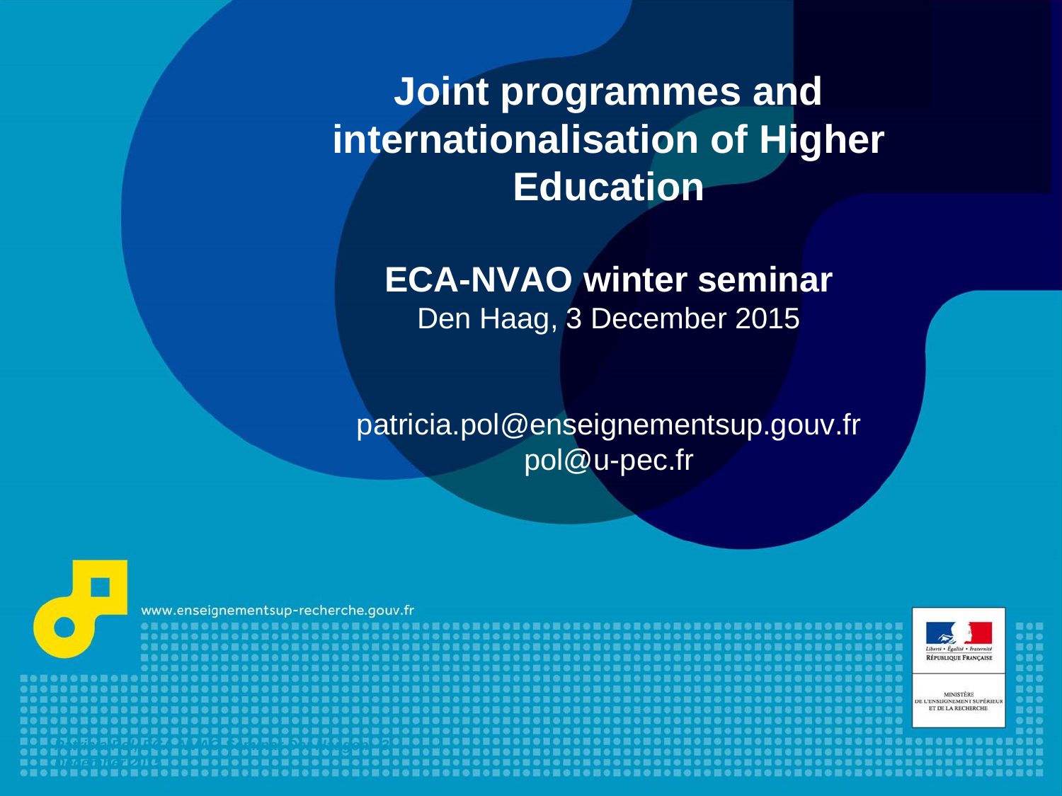# Joint programmes and internationalisation of Higher Education

**ECA-NVAO winter seminar**

Den Haag, 3 December 2015

patricia.pol@enseignementsup.gouv.fr

pol@u-pec.fr

www.enseignementsup-recherche.gouv.fr

Liberté • Égalité • Fraternité

RÉPUBLIQUE FRANÇAISE

MINISTÈRE DE L'ENSEIGNEMENT SUPÉRIEUR ET DE LA RECHERCHE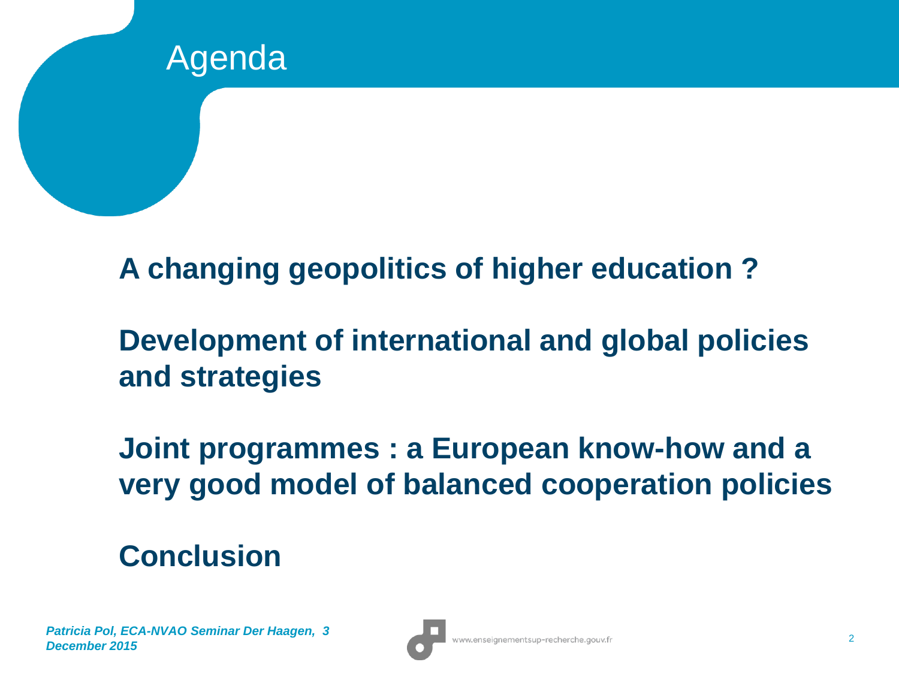# Agenda

**A changing geopolitics of higher education ?**

**Development of international and global policies and strategies**

**Joint programmes : a European know-how and a very good model of balanced cooperation policies**

**Conclusion**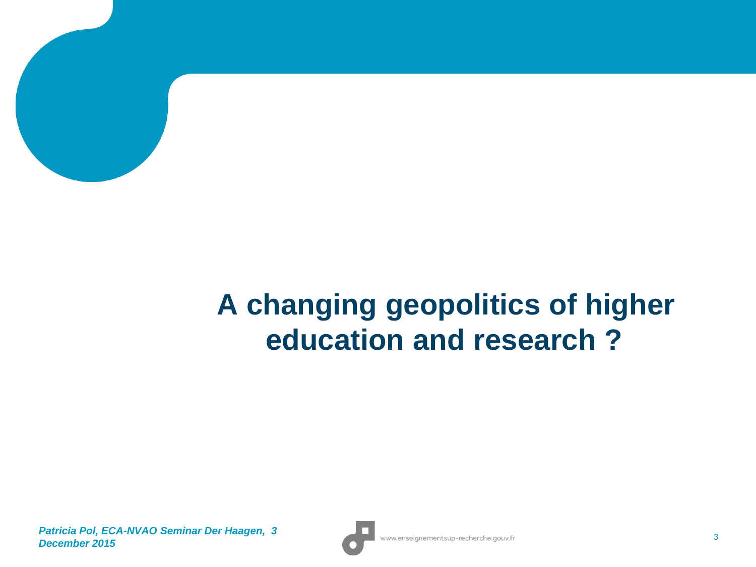# A changing geopolitics of higher education and research ?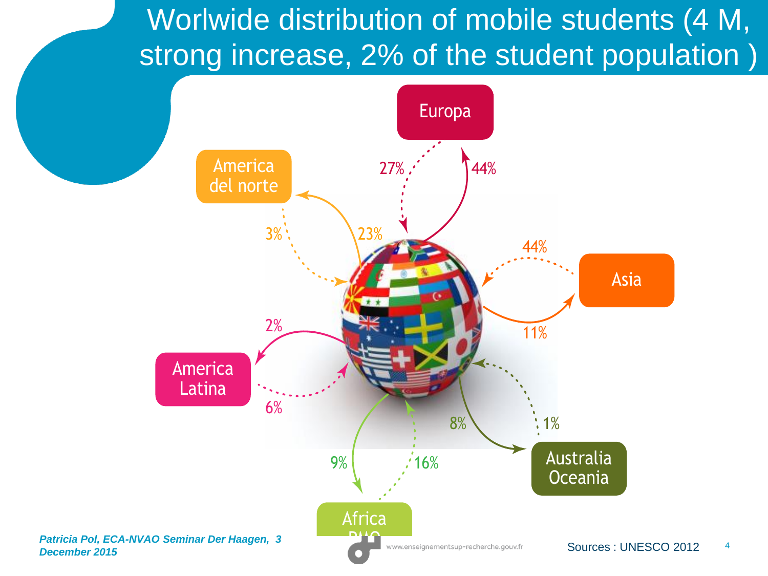# Worlwide distribution of mobile students (4 M, strong increase, 2% of the student population )

Europa

27% 44%

America del norte

3% 23%

Asia

44% 11%

America Latina

2% 6%

Australia Oceania

8% 1%

Africa PMO

9% 16%

*Patricia Pol, ECA-NVAO Seminar Der Haagen, 3 December 2015*

www.enseignementsup-recherche.gouv.fr

Sources : UNESCO 2012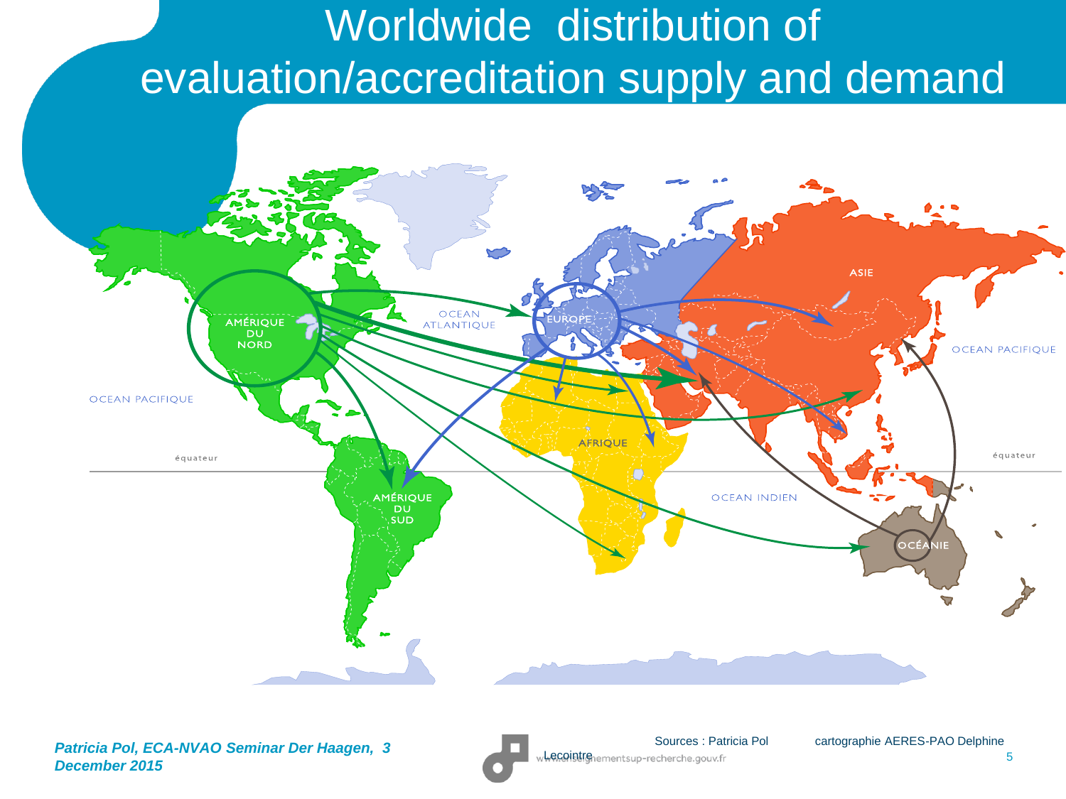# Worldwide distribution of evaluation/accreditation supply and demand

AMÉRIQUE DU NORD

OCEAN ATLANTIQUE

EUROPE

ASIE

OCEAN PACIFIQUE

AFRIQUE

équateur

AMÉRIQUE DU SUD

OCEAN INDIEN

OCÉANIE

Sources : Patricia Pol    cartographie AERES-PAO Delphine Lecointre

www.enseignementsup-recherche.gouv.fr

*Patricia Pol, ECA-NVAO Seminar Der Haagen, 3 December 2015*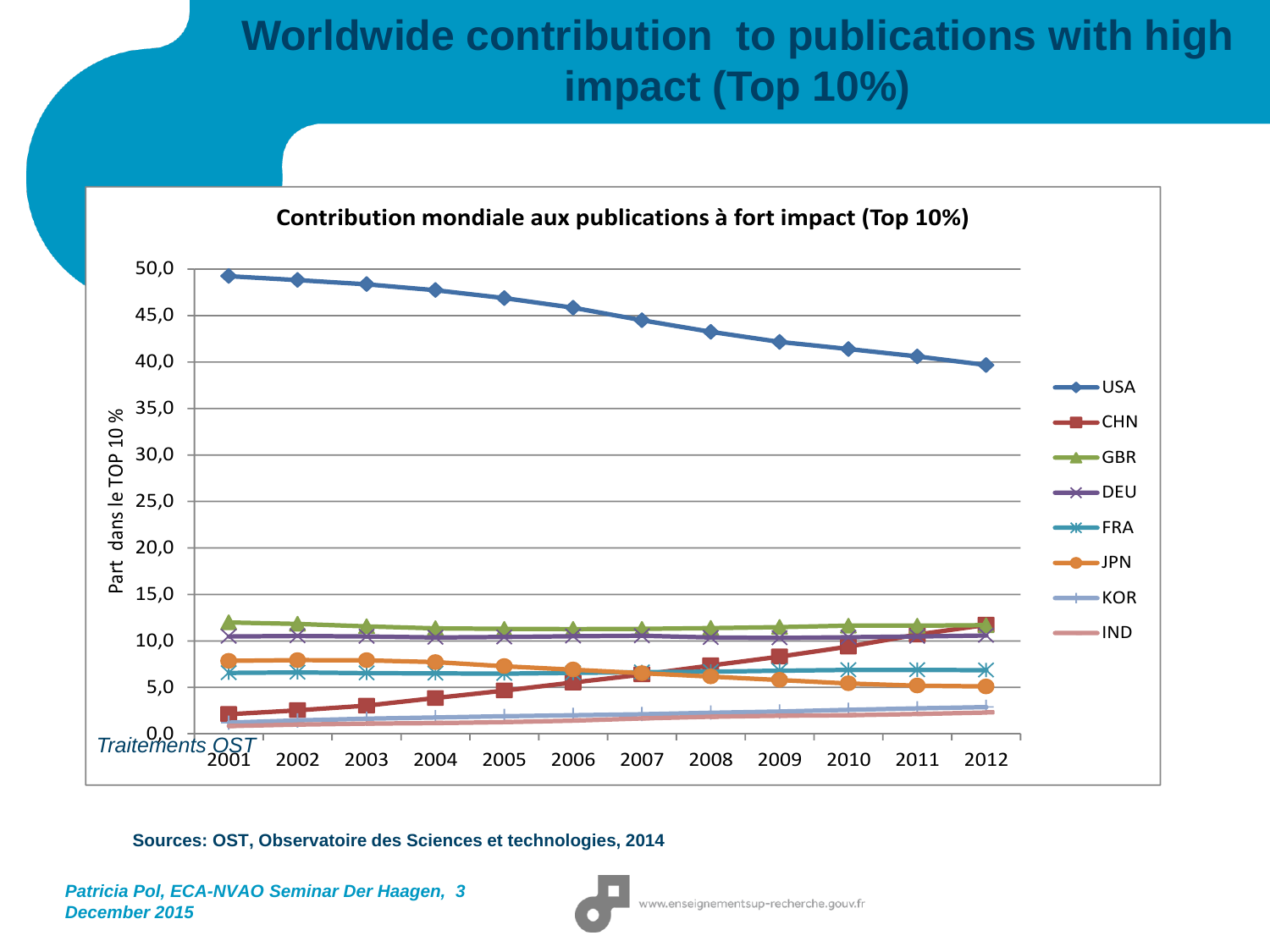# Worldwide contribution to publications with high impact (Top 10%)

**Contribution mondiale aux publications à fort impact (Top 10%)**

*Traitements OST*

**Sources: OST, Observatoire des Sciences et technologies, 2014**

*Patricia Pol, ECA-NVAO Seminar Der Haagen, 3 December 2015*

www.enseignementsup-recherche.gouv.fr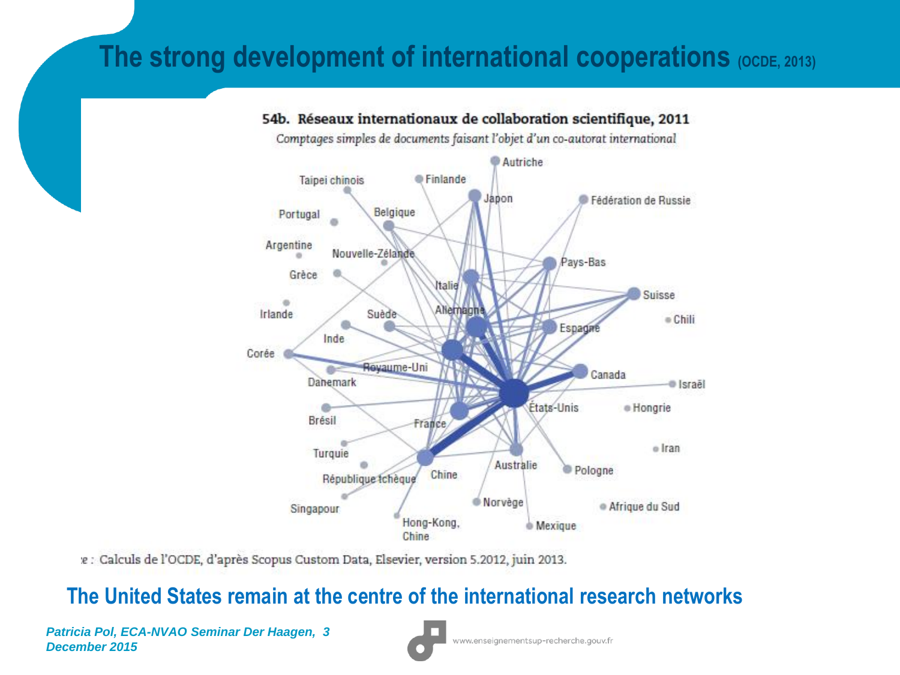# The strong development of international cooperations (OCDE, 2013)

**54b. Réseaux internationaux de collaboration scientifique, 2011**

*Comptages simples de documents faisant l'objet d'un co-autorat international*

Autriche, Taipei chinois, Finlande, Japon, Fédération de Russie, Portugal, Belgique, Argentine, Nouvelle-Zélande, Pays-Bas, Grèce, Italie, Suisse, Irlande, Suède, Allemagne, Chili, Espagne, Inde, Corée, Royaume-Uni, Canada, Danemark, Israël, États-Unis, Hongrie, Brésil, France, Iran, Turquie, Australie, Pologne, République tchèque, Chine, Norvège, Afrique du Sud, Singapour, Hong-Kong, Chine, Mexique

e : Calculs de l'OCDE, d'après Scopus Custom Data, Elsevier, version 5.2012, juin 2013.

## The United States remain at the centre of the international research networks

*Patricia Pol, ECA-NVAO Seminar Der Haagen, 3 December 2015*

www.enseignementsup-recherche.gouv.fr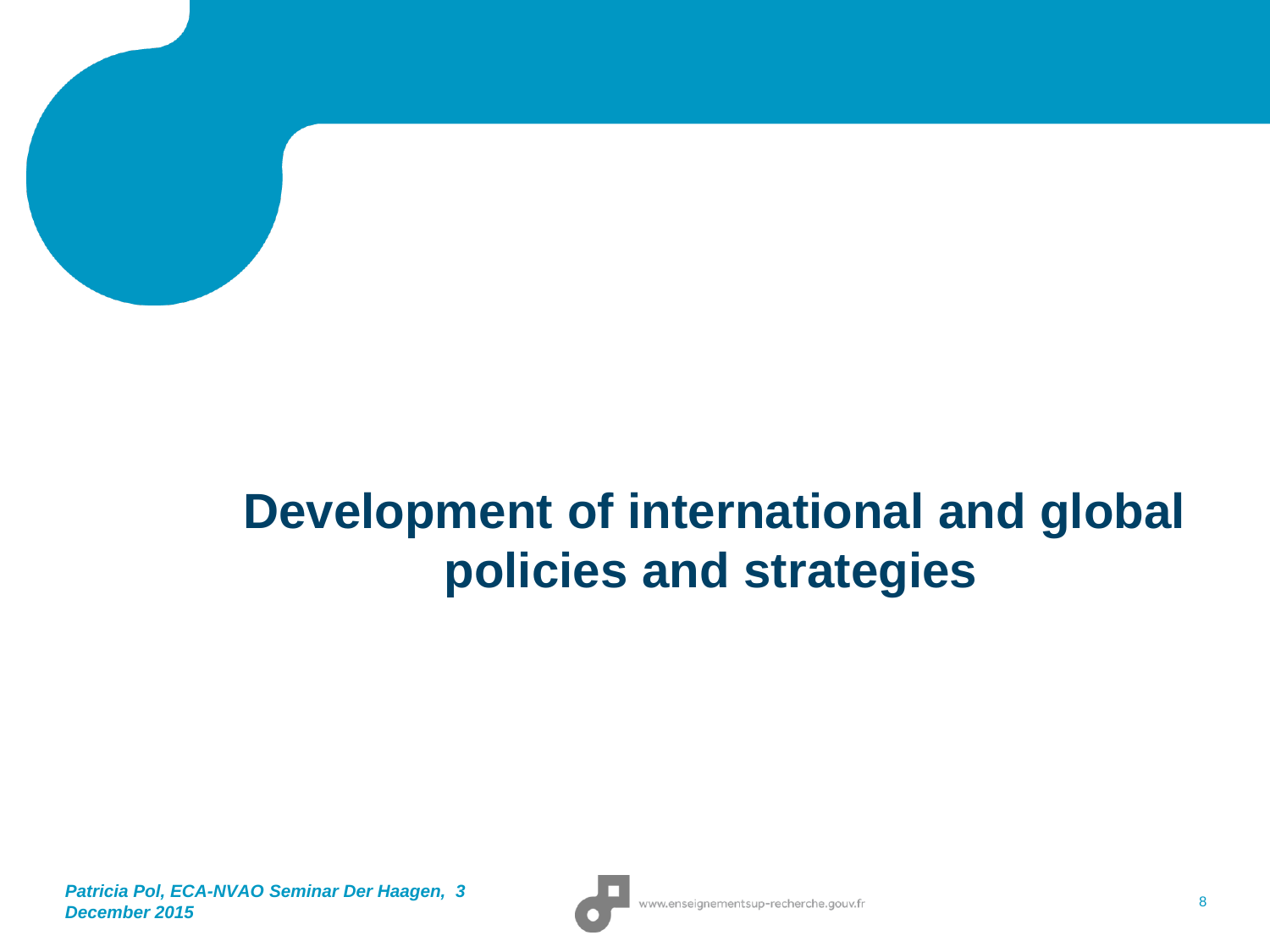# Development of international and global policies and strategies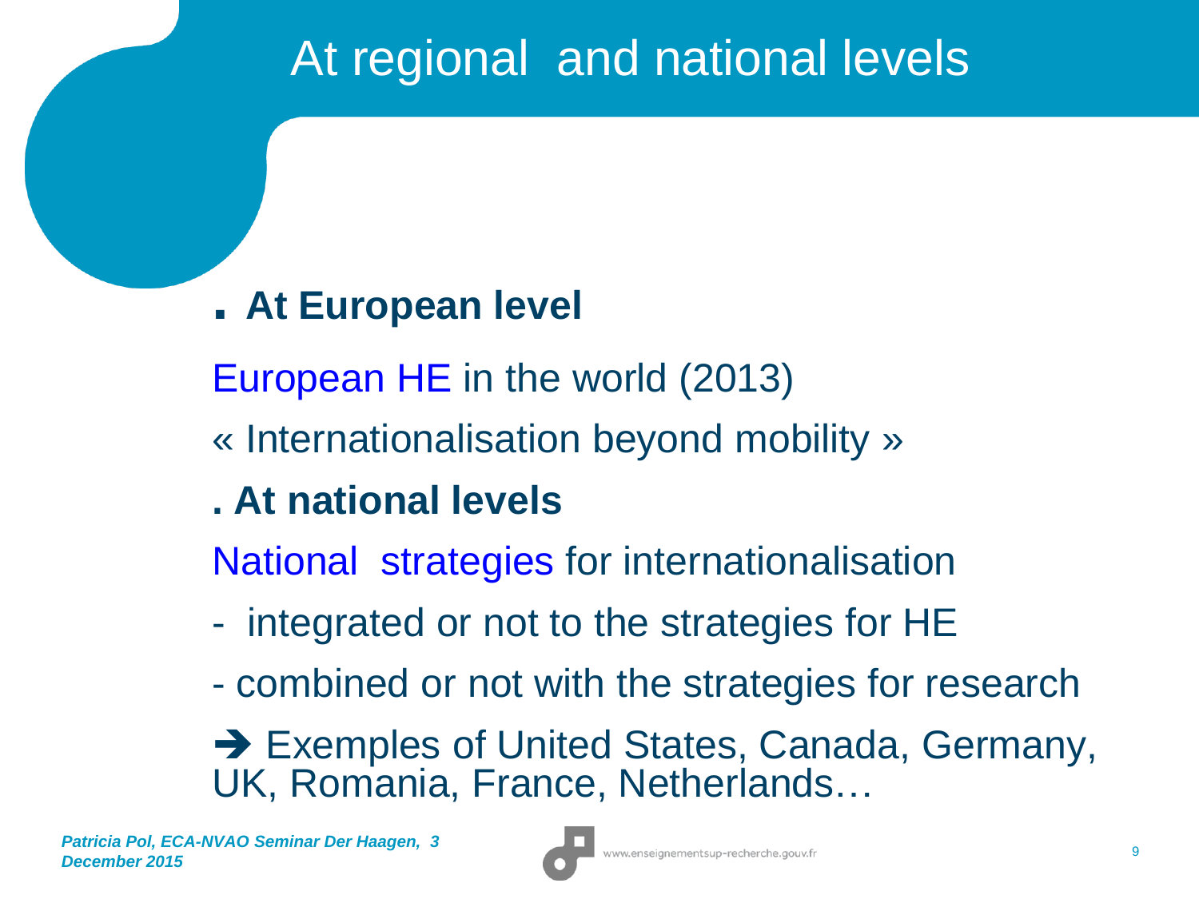# At regional and national levels

**. At European level**

European HE in the world (2013)

« Internationalisation beyond mobility »

**. At national levels**

National strategies for internationalisation

- integrated or not to the strategies for HE
- combined or not with the strategies for research

➔ Exemples of United States, Canada, Germany, UK, Romania, France, Netherlands…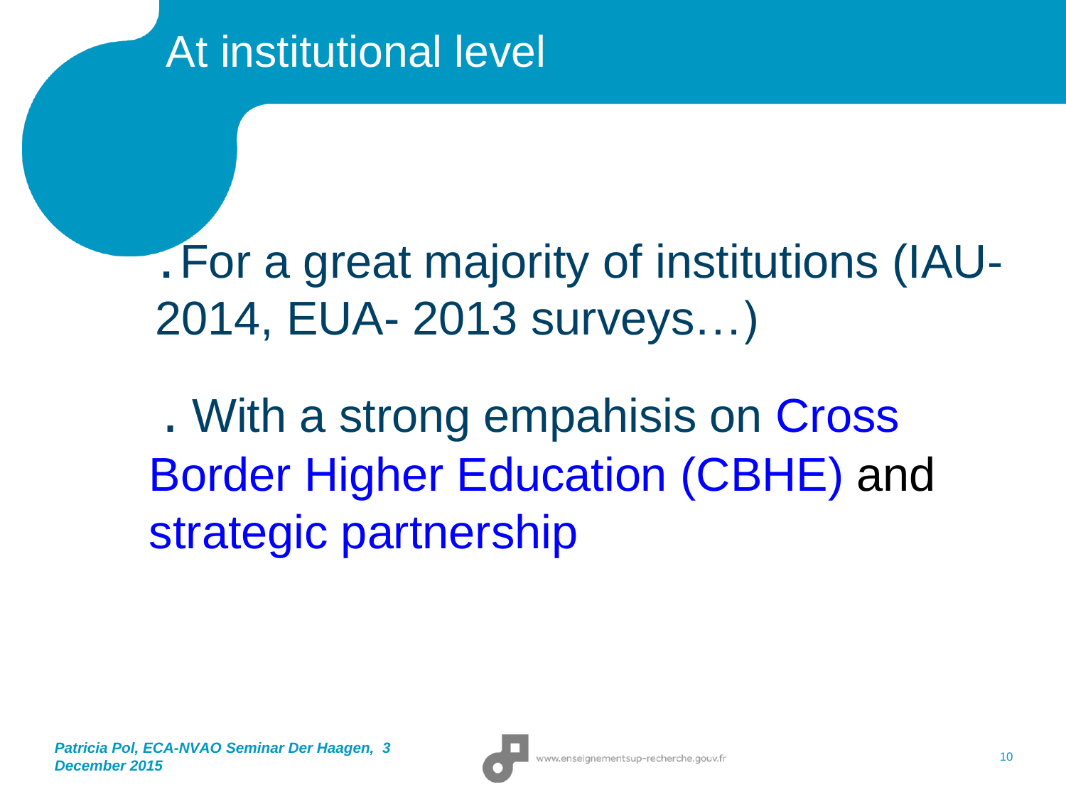# At institutional level

. For a great majority of institutions (IAU-2014, EUA- 2013 surveys…)

. With a strong empahisis on Cross Border Higher Education (CBHE) and strategic partnership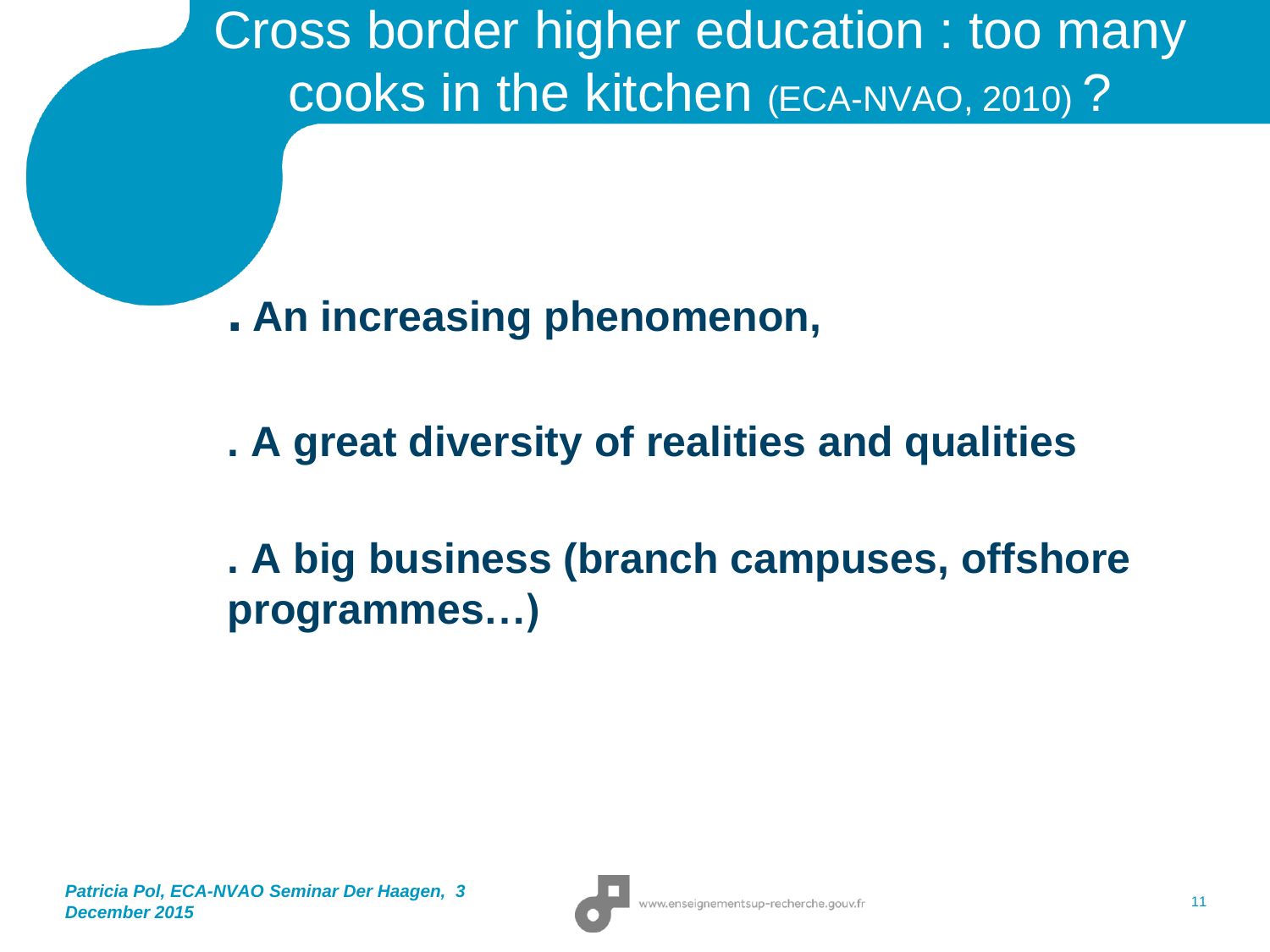# Cross border higher education : too many cooks in the kitchen (ECA-NVAO, 2010) ?

**. An increasing phenomenon,**

**. A great diversity of realities and qualities**

**. A big business (branch campuses, offshore programmes…)**

*Patricia Pol, ECA-NVAO Seminar Der Haagen, 3 December 2015*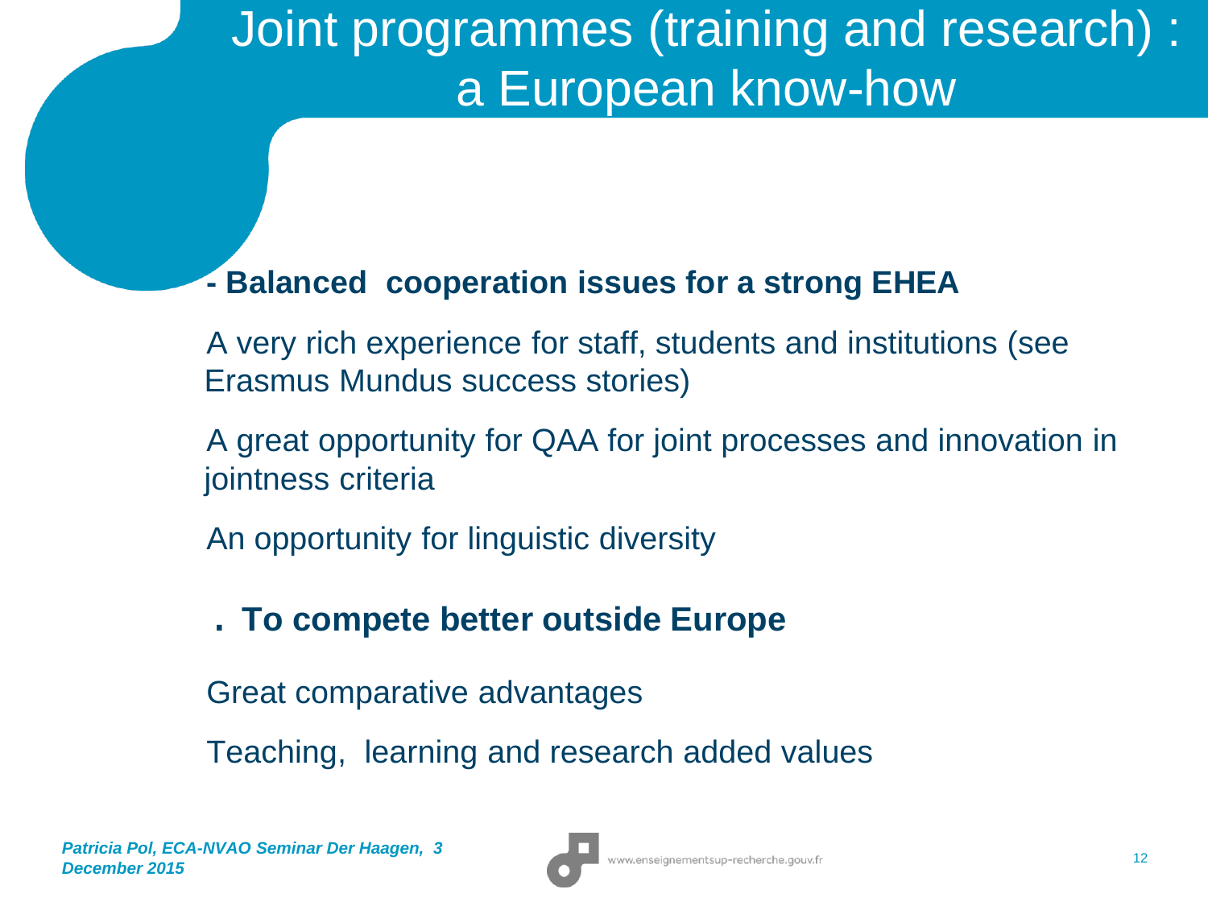# Joint programmes (training and research) : a European know-how

**- Balanced cooperation issues for a strong EHEA**

A very rich experience for staff, students and institutions (see Erasmus Mundus success stories)

A great opportunity for QAA for joint processes and innovation in jointness criteria

An opportunity for linguistic diversity

**. To compete better outside Europe**

Great comparative advantages

Teaching, learning and research added values

*Patricia Pol, ECA-NVAO Seminar Der Haagen, 3 December 2015*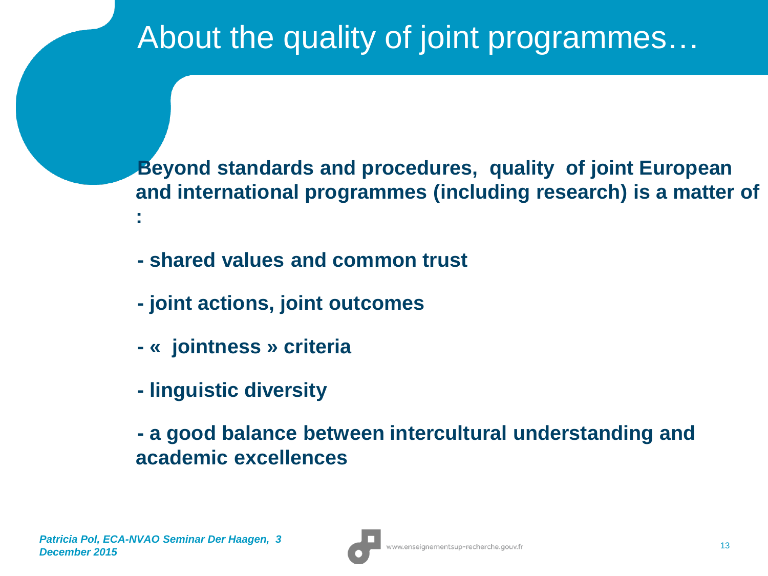# About the quality of joint programmes…

**Beyond standards and procedures, quality of joint European and international programmes (including research) is a matter of :**

**- shared values and common trust**

**- joint actions, joint outcomes**

**- « jointness » criteria**

**- linguistic diversity**

**- a good balance between intercultural understanding and academic excellences**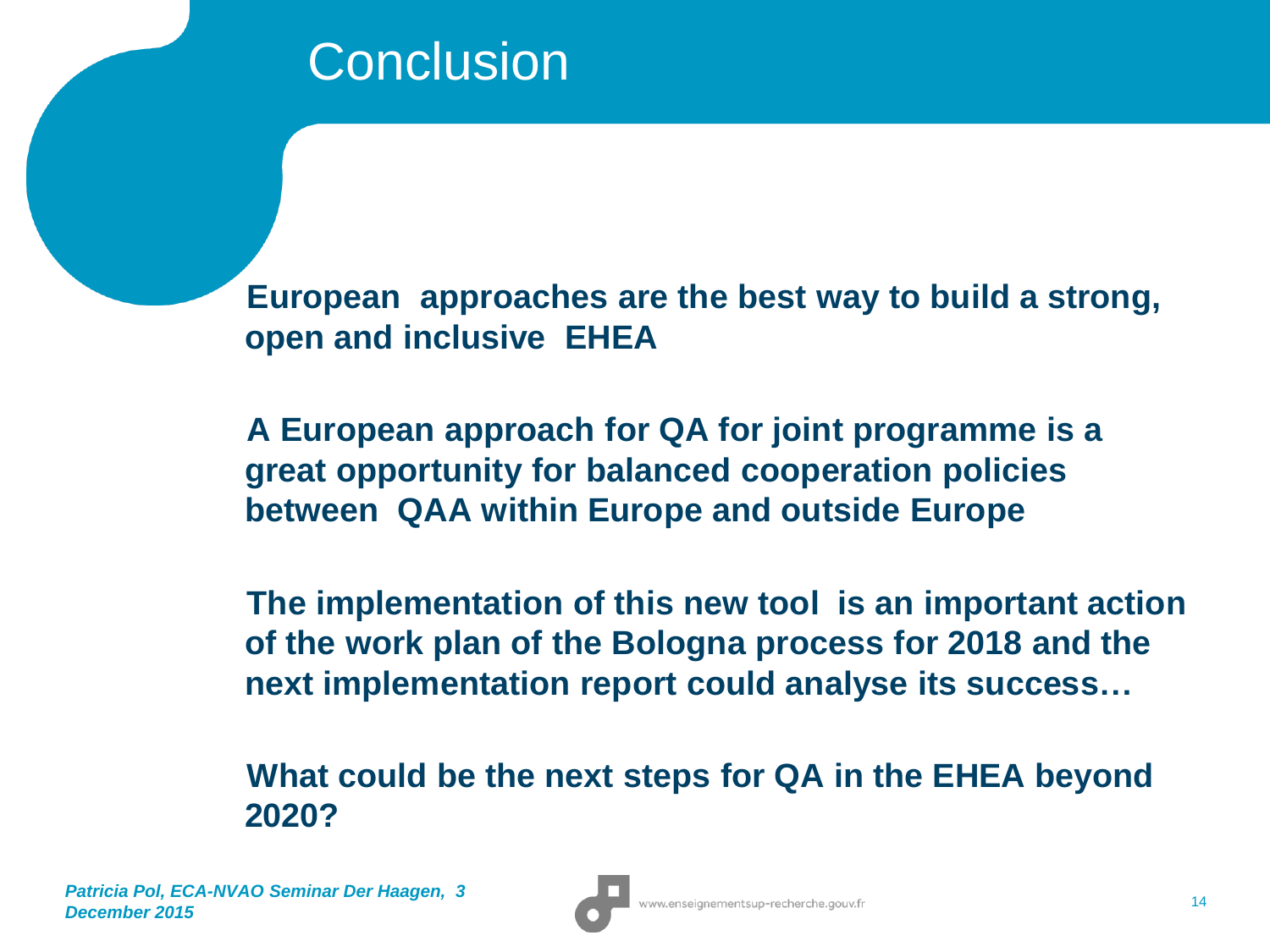# Conclusion

**European approaches are the best way to build a strong, open and inclusive EHEA**

**A European approach for QA for joint programme is a great opportunity for balanced cooperation policies between QAA within Europe and outside Europe**

**The implementation of this new tool is an important action of the work plan of the Bologna process for 2018 and the next implementation report could analyse its success…**

**What could be the next steps for QA in the EHEA beyond 2020?**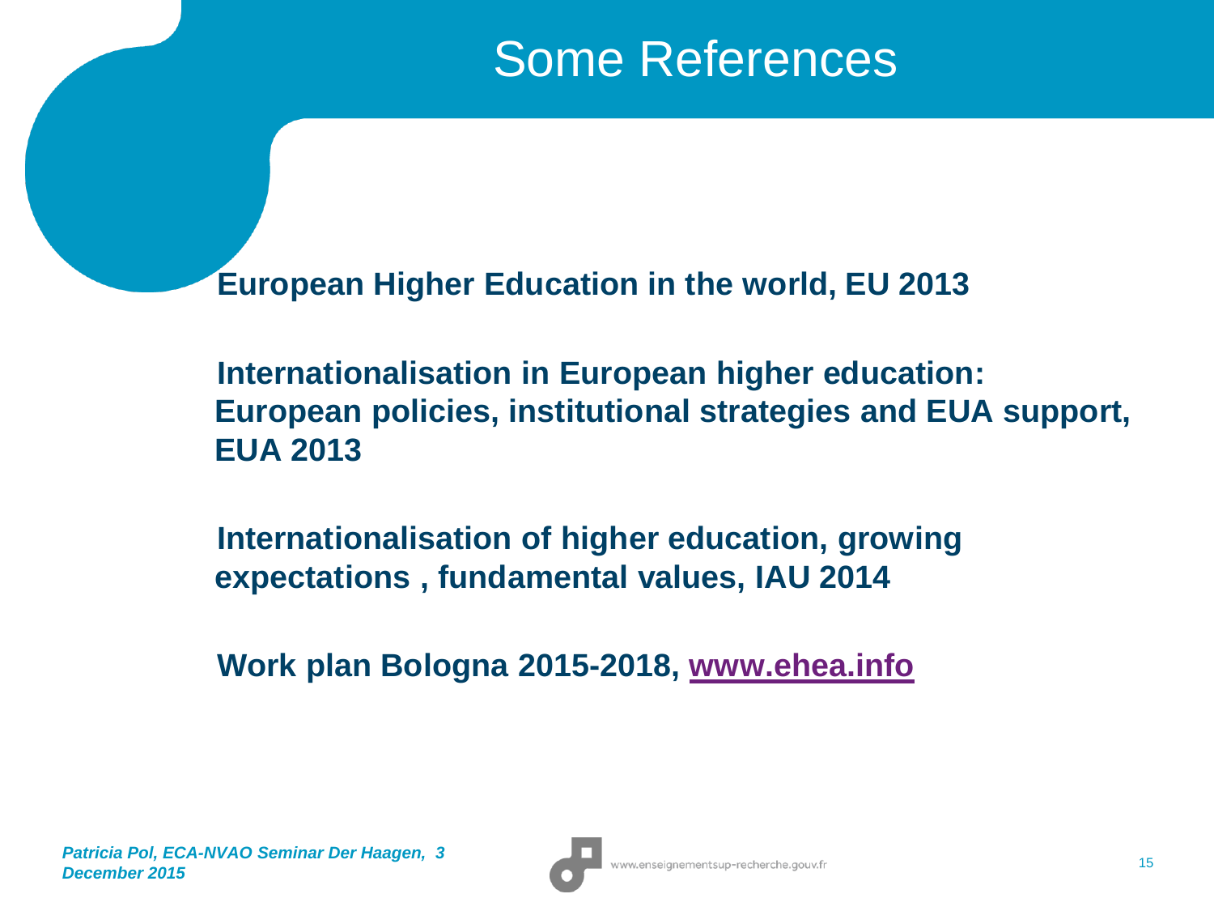# Some References

**European Higher Education in the world, EU 2013**

**Internationalisation in European higher education: European policies, institutional strategies and EUA support, EUA 2013**

**Internationalisation of higher education, growing expectations , fundamental values, IAU 2014**

**Work plan Bologna 2015-2018, [www.ehea.info](http://www.ehea.info)**

*Patricia Pol, ECA-NVAO Seminar Der Haagen, 3 December 2015*

www.enseignementsup-recherche.gouv.fr